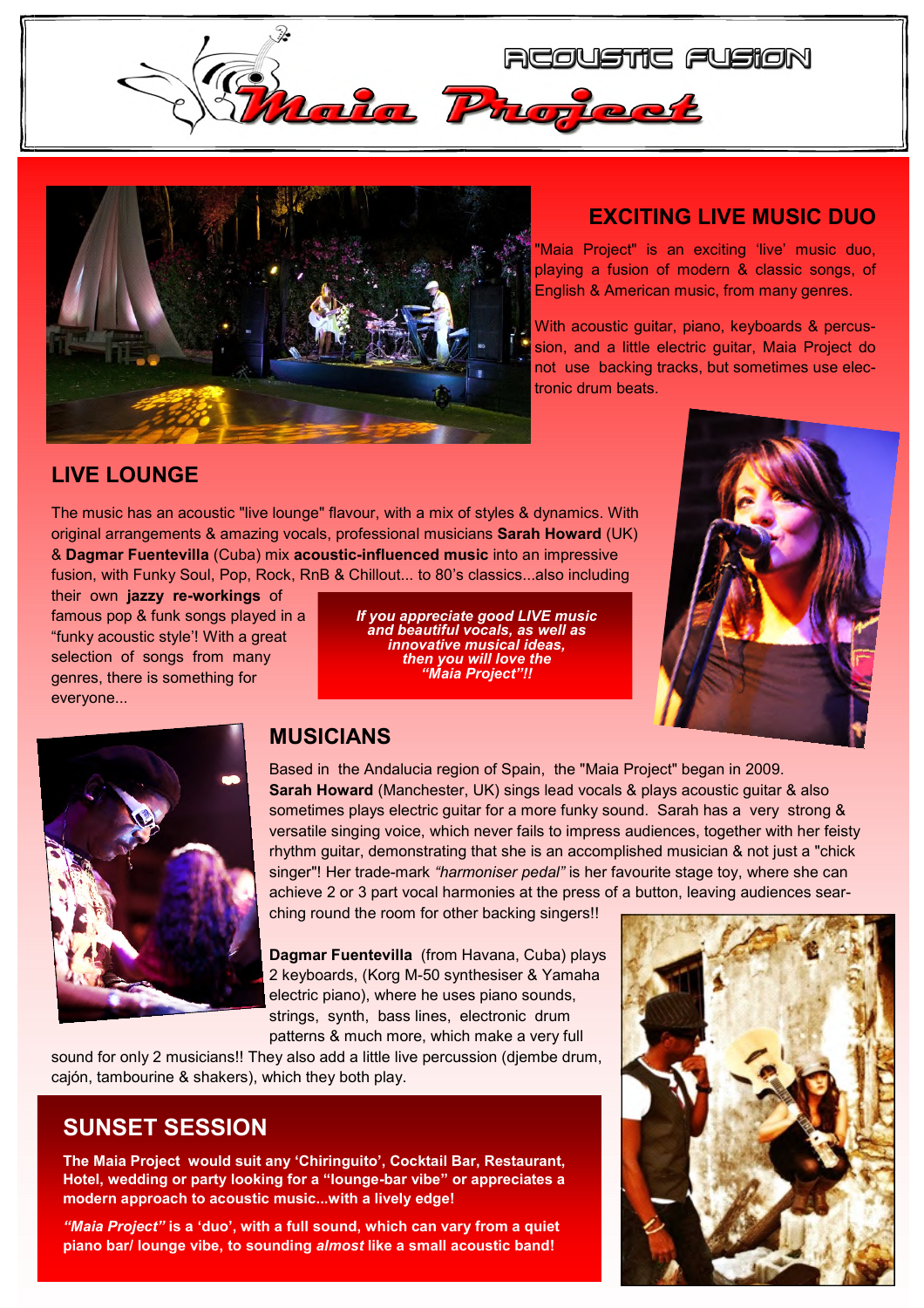# Maia Project

ACOUSTIC FUSION

## EXCITING LIVE MUSIC DUO

"Maia Project" is an exciting 'live' music duo, playing a fusion of modern & classic songs, of English & American music, from many genres.

With acoustic guitar, piano, keyboards & percussion, and a little electric guitar, Maia Project do not use backing tracks, but sometimes use electronic drum beats.

## LIVE LOUNGE

The music has an acoustic "live lounge" flavour, with a mix of styles & dynamics. With original arrangements & amazing vocals, professional musicians **Sarah Howard** (UK) & **Dagmar Fuentevilla** (Cuba) mix **acoustic-influenced music** into an impressive fusion, with Funky Soul, Pop, Rock, RnB & Chillout... to 80's classics...also including their own **jazzy re-workings** of famous pop & funk songs played in a "funky acoustic style'! With a great selection of songs from many genres, there is something for everyone...

***If you appreciate good LIVE music and beautiful vocals, as well as innovative musical ideas, then you will love the "Maia Project"!!***

## MUSICIANS

Based in the Andalucia region of Spain, the "Maia Project" began in 2009. **Sarah Howard** (Manchester, UK) sings lead vocals & plays acoustic guitar & also sometimes plays electric guitar for a more funky sound. Sarah has a very strong & versatile singing voice, which never fails to impress audiences, together with her feisty rhythm guitar, demonstrating that she is an accomplished musician & not just a "chick singer"! Her trade-mark *"harmoniser pedal"* is her favourite stage toy, where she can achieve 2 or 3 part vocal harmonies at the press of a button, leaving audiences searching round the room for other backing singers!!

**Dagmar Fuentevilla** (from Havana, Cuba) plays 2 keyboards, (Korg M-50 synthesiser & Yamaha electric piano), where he uses piano sounds, strings, synth, bass lines, electronic drum patterns & much more, which make a very full sound for only 2 musicians!! They also add a little live percussion (djembe drum, cajón, tambourine & shakers), which they both play.

## SUNSET SESSION

**The Maia Project would suit any 'Chiringuito', Cocktail Bar, Restaurant, Hotel, wedding or party looking for a "lounge-bar vibe" or appreciates a modern approach to acoustic music...with a lively edge!**

***"Maia Project"* is a 'duo', with a full sound, which can vary from a quiet piano bar/ lounge vibe, to sounding *almost* like a small acoustic band!**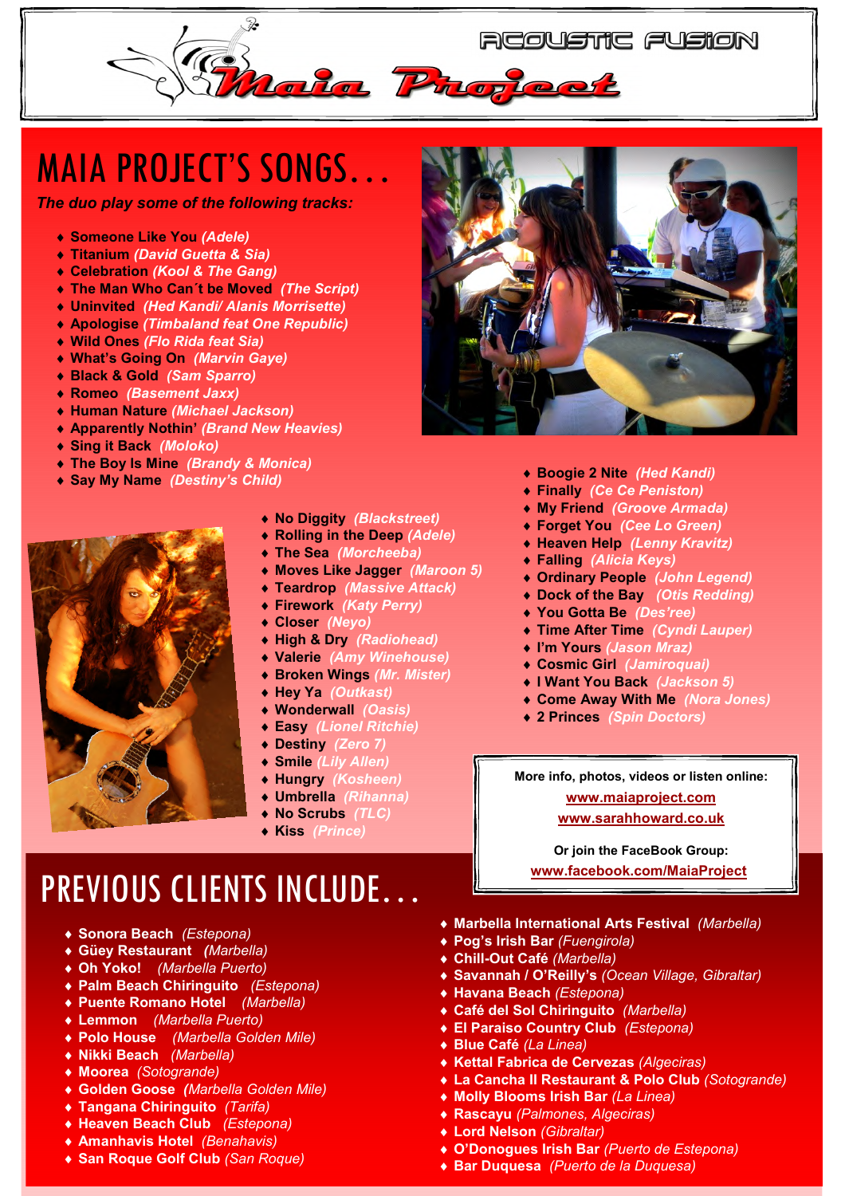ACOUSTIC FUSION

Maia Project

# MAIA PROJECT'S SONGS…

*The duo play some of the following tracks:*

- **Someone Like You** *(Adele)*
- **Titanium** *(David Guetta & Sia)*
- **Celebration** *(Kool & The Gang)*
- **The Man Who Can´t be Moved** *(The Script)*
- **Uninvited** *(Hed Kandi/ Alanis Morrisette)*
- **Apologise** *(Timbaland feat One Republic)*
- **Wild Ones** *(Flo Rida feat Sia)*
- **What's Going On** *(Marvin Gaye)*
- **Black & Gold** *(Sam Sparro)*
- **Romeo** *(Basement Jaxx)*
- **Human Nature** *(Michael Jackson)*
- **Apparently Nothin'** *(Brand New Heavies)*
- **Sing it Back** *(Moloko)*
- **The Boy Is Mine** *(Brandy & Monica)*
- **Say My Name** *(Destiny's Child)*
- **No Diggity** *(Blackstreet)*
- **Rolling in the Deep** *(Adele)*
- **The Sea** *(Morcheeba)*
- **Moves Like Jagger** *(Maroon 5)*
- **Teardrop** *(Massive Attack)*
- **Firework** *(Katy Perry)*
- **Closer** *(Neyo)*
- **High & Dry** *(Radiohead)*
- **Valerie** *(Amy Winehouse)*
- **Broken Wings** *(Mr. Mister)*
- **Hey Ya** *(Outkast)*
- **Wonderwall** *(Oasis)*
- **Easy** *(Lionel Ritchie)*
- **Destiny** *(Zero 7)*
- **Smile** *(Lily Allen)*
- **Hungry** *(Kosheen)*
- **Umbrella** *(Rihanna)*
- **No Scrubs** *(TLC)*
- **Kiss** *(Prince)*
- **Boogie 2 Nite** *(Hed Kandi)*
- **Finally** *(Ce Ce Peniston)*
- **My Friend** *(Groove Armada)*
- **Forget You** *(Cee Lo Green)*
- **Heaven Help** *(Lenny Kravitz)*
- **Falling** *(Alicia Keys)*
- **Ordinary People** *(John Legend)*
- **Dock of the Bay** *(Otis Redding)*
- **You Gotta Be** *(Des'ree)*
- **Time After Time** *(Cyndi Lauper)*
- **I'm Yours** *(Jason Mraz)*
- **Cosmic Girl** *(Jamiroquai)*
- **I Want You Back** *(Jackson 5)*
- **Come Away With Me** *(Nora Jones)*
- **2 Princes** *(Spin Doctors)*

**More info, photos, videos or listen online:**

www.maiaproject.com

www.sarahhoward.co.uk

**Or join the FaceBook Group:**

www.facebook.com/MaiaProject

# PREVIOUS CLIENTS INCLUDE…

- **Sonora Beach** *(Estepona)*
- **Güey Restaurant** *(Marbella)*
- **Oh Yoko!** *(Marbella Puerto)*
- **Palm Beach Chiringuito** *(Estepona)*
- **Puente Romano Hotel** *(Marbella)*
- **Lemmon** *(Marbella Puerto)*
- **Polo House** *(Marbella Golden Mile)*
- **Nikki Beach** *(Marbella)*
- **Moorea** *(Sotogrande)*
- **Golden Goose** *(Marbella Golden Mile)*
- **Tangana Chiringuito** *(Tarifa)*
- **Heaven Beach Club** *(Estepona)*
- **Amanhavis Hotel** *(Benahavis)*
- **San Roque Golf Club** *(San Roque)*
- **Marbella International Arts Festival** *(Marbella)*
- **Pog's Irish Bar** *(Fuengirola)*
- **Chill-Out Café** *(Marbella)*
- **Savannah / O'Reilly's** *(Ocean Village, Gibraltar)*
- **Havana Beach** *(Estepona)*
- **Café del Sol Chiringuito** *(Marbella)*
- **El Paraiso Country Club** *(Estepona)*
- **Blue Café** *(La Linea)*
- **Kettal Fabrica de Cervezas** *(Algeciras)*
- **La Cancha II Restaurant & Polo Club** *(Sotogrande)*
- **Molly Blooms Irish Bar** *(La Linea)*
- **Rascayu** *(Palmones, Algeciras)*
- **Lord Nelson** *(Gibraltar)*
- **O'Donogues Irish Bar** *(Puerto de Estepona)*
- **Bar Duquesa** *(Puerto de la Duquesa)*